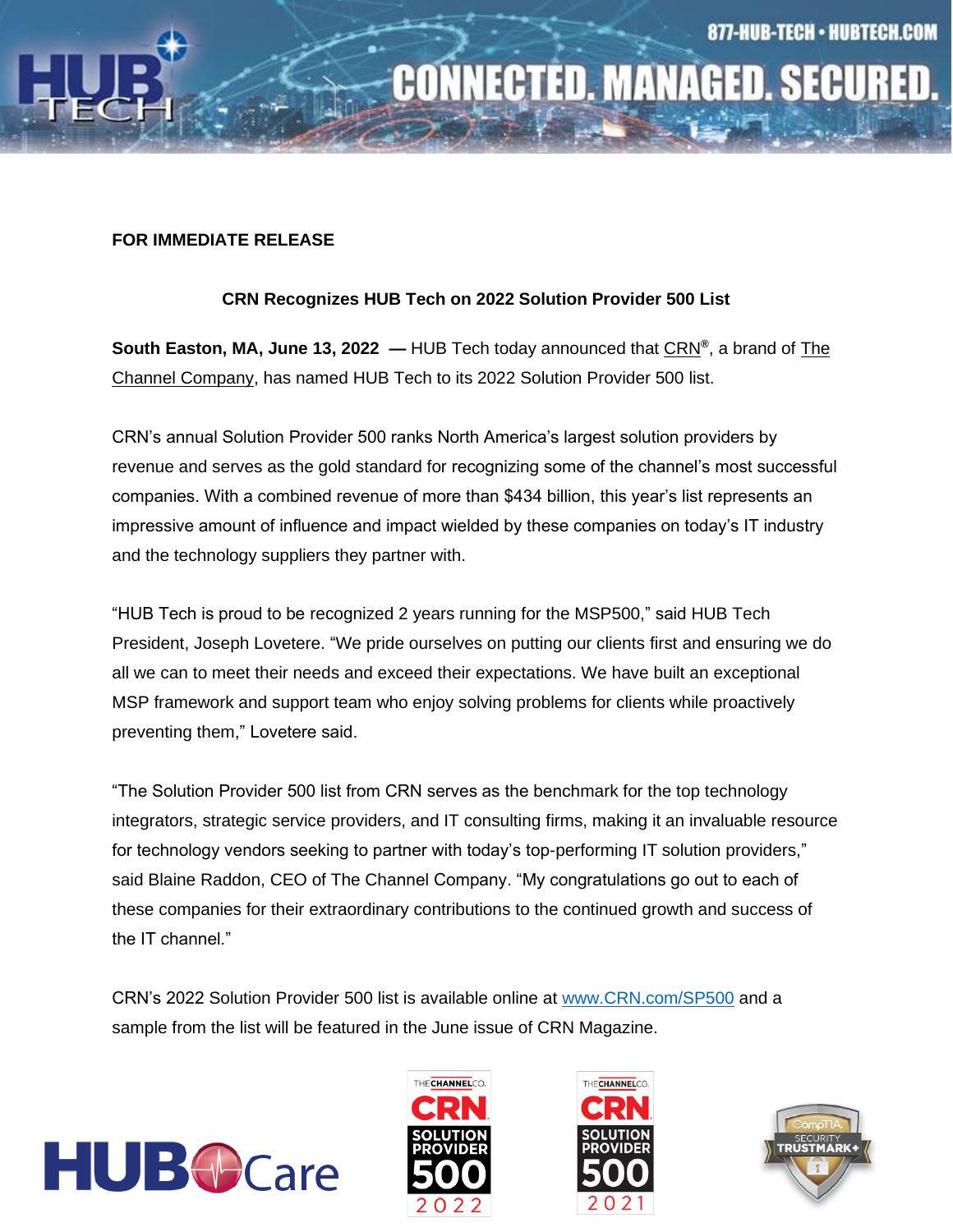FOR IMMEDIATE RELEASE

**CRN Recognizes HUB Tech on 2022 Solution Provider 500 List**

**South Easton, MA, June 13, 2022 —** HUB Tech today announced that CRN®, a brand of The Channel Company, has named HUB Tech to its 2022 Solution Provider 500 list.

CRN's annual Solution Provider 500 ranks North America's largest solution providers by revenue and serves as the gold standard for recognizing some of the channel's most successful companies. With a combined revenue of more than $434 billion, this year's list represents an impressive amount of influence and impact wielded by these companies on today's IT industry and the technology suppliers they partner with.

"HUB Tech is proud to be recognized 2 years running for the MSP500," said HUB Tech President, Joseph Lovetere. "We pride ourselves on putting our clients first and ensuring we do all we can to meet their needs and exceed their expectations. We have built an exceptional MSP framework and support team who enjoy solving problems for clients while proactively preventing them," Lovetere said.

"The Solution Provider 500 list from CRN serves as the benchmark for the top technology integrators, strategic service providers, and IT consulting firms, making it an invaluable resource for technology vendors seeking to partner with today's top-performing IT solution providers," said Blaine Raddon, CEO of The Channel Company. "My congratulations go out to each of these companies for their extraordinary contributions to the continued growth and success of the IT channel."

CRN's 2022 Solution Provider 500 list is available online at www.CRN.com/SP500 and a sample from the list will be featured in the June issue of CRN Magazine.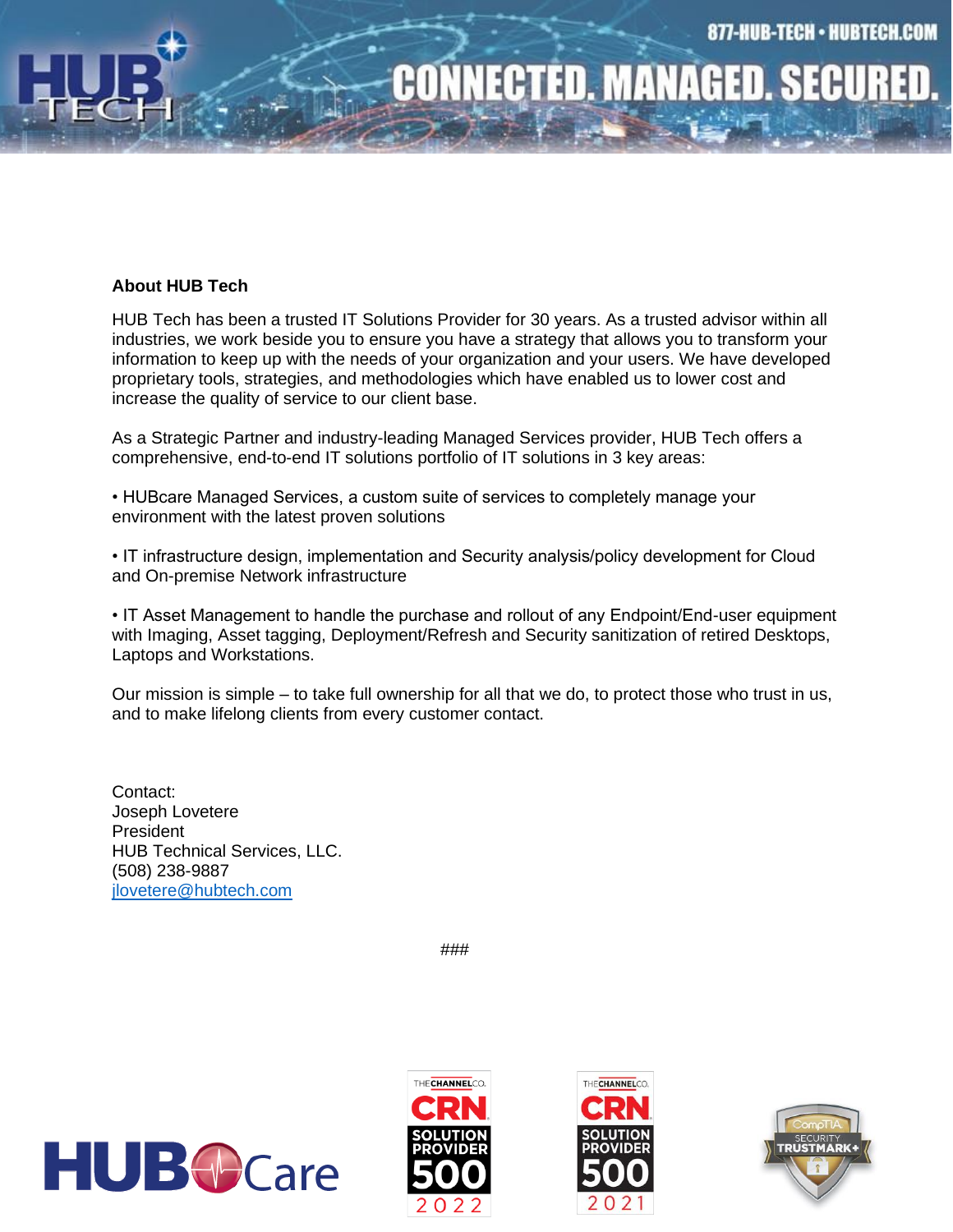**About HUB Tech**

HUB Tech has been a trusted IT Solutions Provider for 30 years. As a trusted advisor within all industries, we work beside you to ensure you have a strategy that allows you to transform your information to keep up with the needs of your organization and your users. We have developed proprietary tools, strategies, and methodologies which have enabled us to lower cost and increase the quality of service to our client base.

As a Strategic Partner and industry-leading Managed Services provider, HUB Tech offers a comprehensive, end-to-end IT solutions portfolio of IT solutions in 3 key areas:

- HUBcare Managed Services, a custom suite of services to completely manage your environment with the latest proven solutions

- IT infrastructure design, implementation and Security analysis/policy development for Cloud and On-premise Network infrastructure

- IT Asset Management to handle the purchase and rollout of any Endpoint/End-user equipment with Imaging, Asset tagging, Deployment/Refresh and Security sanitization of retired Desktops, Laptops and Workstations.

Our mission is simple – to take full ownership for all that we do, to protect those who trust in us, and to make lifelong clients from every customer contact.

Contact:
Joseph Lovetere
President
HUB Technical Services, LLC.
(508) 238-9887
jlovetere@hubtech.com

###